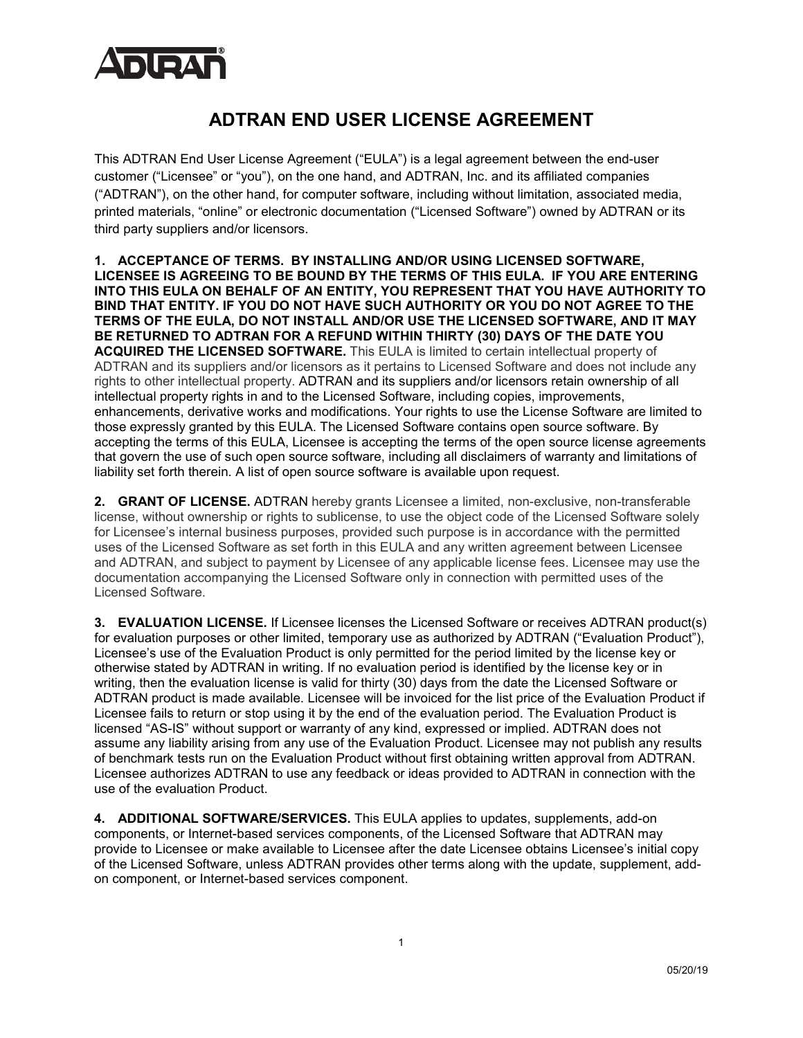ADTRAN

# ADTRAN END USER LICENSE AGREEMENT

This ADTRAN End User License Agreement ("EULA") is a legal agreement between the end-user customer ("Licensee" or "you"), on the one hand, and ADTRAN, Inc. and its affiliated companies ("ADTRAN"), on the other hand, for computer software, including without limitation, associated media, printed materials, "online" or electronic documentation ("Licensed Software") owned by ADTRAN or its third party suppliers and/or licensors.

**1. ACCEPTANCE OF TERMS. BY INSTALLING AND/OR USING LICENSED SOFTWARE, LICENSEE IS AGREEING TO BE BOUND BY THE TERMS OF THIS EULA. IF YOU ARE ENTERING INTO THIS EULA ON BEHALF OF AN ENTITY, YOU REPRESENT THAT YOU HAVE AUTHORITY TO BIND THAT ENTITY. IF YOU DO NOT HAVE SUCH AUTHORITY OR YOU DO NOT AGREE TO THE TERMS OF THE EULA, DO NOT INSTALL AND/OR USE THE LICENSED SOFTWARE, AND IT MAY BE RETURNED TO ADTRAN FOR A REFUND WITHIN THIRTY (30) DAYS OF THE DATE YOU ACQUIRED THE LICENSED SOFTWARE.** This EULA is limited to certain intellectual property of ADTRAN and its suppliers and/or licensors as it pertains to Licensed Software and does not include any rights to other intellectual property. ADTRAN and its suppliers and/or licensors retain ownership of all intellectual property rights in and to the Licensed Software, including copies, improvements, enhancements, derivative works and modifications. Your rights to use the License Software are limited to those expressly granted by this EULA. The Licensed Software contains open source software. By accepting the terms of this EULA, Licensee is accepting the terms of the open source license agreements that govern the use of such open source software, including all disclaimers of warranty and limitations of liability set forth therein. A list of open source software is available upon request.

**2. GRANT OF LICENSE.** ADTRAN hereby grants Licensee a limited, non-exclusive, non-transferable license, without ownership or rights to sublicense, to use the object code of the Licensed Software solely for Licensee's internal business purposes, provided such purpose is in accordance with the permitted uses of the Licensed Software as set forth in this EULA and any written agreement between Licensee and ADTRAN, and subject to payment by Licensee of any applicable license fees. Licensee may use the documentation accompanying the Licensed Software only in connection with permitted uses of the Licensed Software.

**3. EVALUATION LICENSE.** If Licensee licenses the Licensed Software or receives ADTRAN product(s) for evaluation purposes or other limited, temporary use as authorized by ADTRAN ("Evaluation Product"), Licensee's use of the Evaluation Product is only permitted for the period limited by the license key or otherwise stated by ADTRAN in writing. If no evaluation period is identified by the license key or in writing, then the evaluation license is valid for thirty (30) days from the date the Licensed Software or ADTRAN product is made available. Licensee will be invoiced for the list price of the Evaluation Product if Licensee fails to return or stop using it by the end of the evaluation period. The Evaluation Product is licensed "AS-IS" without support or warranty of any kind, expressed or implied. ADTRAN does not assume any liability arising from any use of the Evaluation Product. Licensee may not publish any results of benchmark tests run on the Evaluation Product without first obtaining written approval from ADTRAN. Licensee authorizes ADTRAN to use any feedback or ideas provided to ADTRAN in connection with the use of the evaluation Product.

**4. ADDITIONAL SOFTWARE/SERVICES.** This EULA applies to updates, supplements, add-on components, or Internet-based services components, of the Licensed Software that ADTRAN may provide to Licensee or make available to Licensee after the date Licensee obtains Licensee's initial copy of the Licensed Software, unless ADTRAN provides other terms along with the update, supplement, add-on component, or Internet-based services component.

05/20/19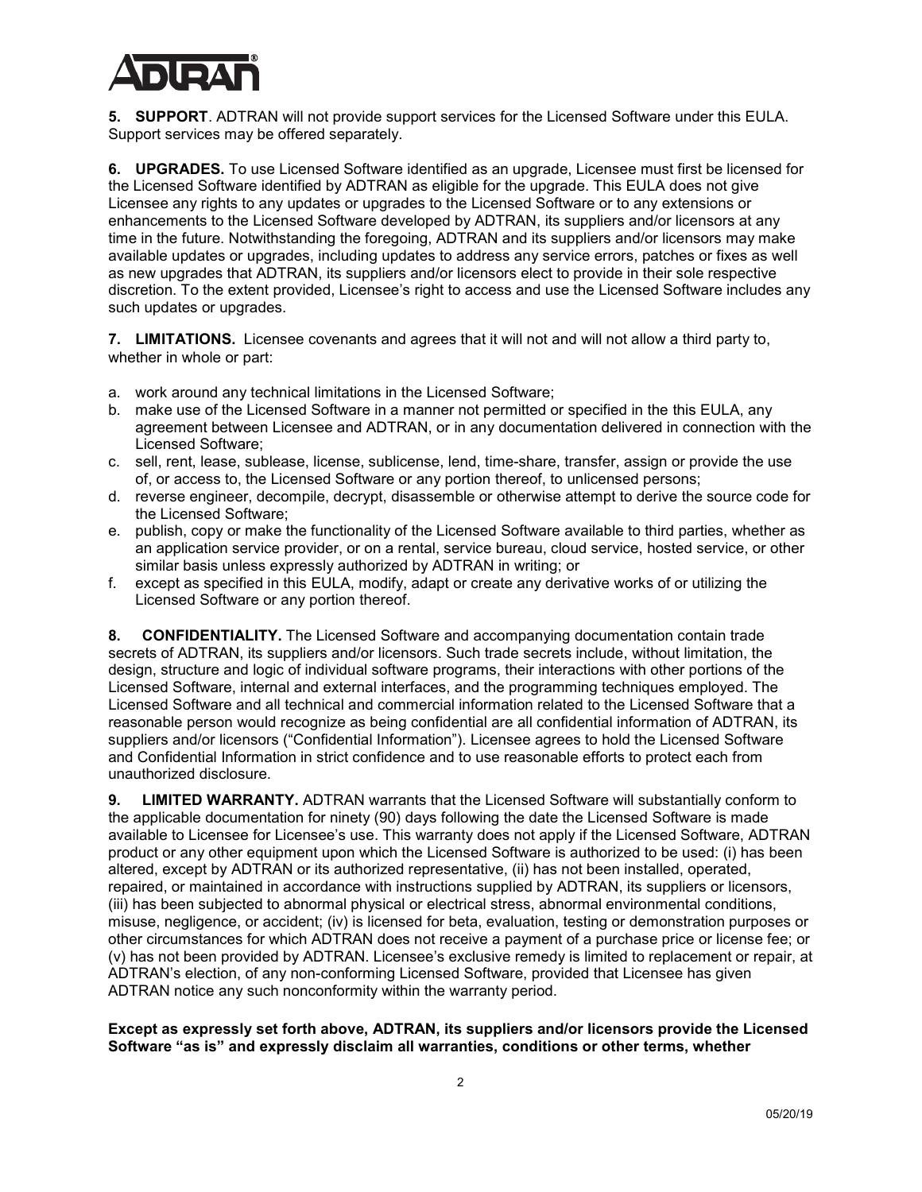**5. SUPPORT**. ADTRAN will not provide support services for the Licensed Software under this EULA. Support services may be offered separately.

**6. UPGRADES.** To use Licensed Software identified as an upgrade, Licensee must first be licensed for the Licensed Software identified by ADTRAN as eligible for the upgrade. This EULA does not give Licensee any rights to any updates or upgrades to the Licensed Software or to any extensions or enhancements to the Licensed Software developed by ADTRAN, its suppliers and/or licensors at any time in the future. Notwithstanding the foregoing, ADTRAN and its suppliers and/or licensors may make available updates or upgrades, including updates to address any service errors, patches or fixes as well as new upgrades that ADTRAN, its suppliers and/or licensors elect to provide in their sole respective discretion. To the extent provided, Licensee's right to access and use the Licensed Software includes any such updates or upgrades.

**7. LIMITATIONS.** Licensee covenants and agrees that it will not and will not allow a third party to, whether in whole or part:

a. work around any technical limitations in the Licensed Software;
b. make use of the Licensed Software in a manner not permitted or specified in the this EULA, any agreement between Licensee and ADTRAN, or in any documentation delivered in connection with the Licensed Software;
c. sell, rent, lease, sublease, license, sublicense, lend, time-share, transfer, assign or provide the use of, or access to, the Licensed Software or any portion thereof, to unlicensed persons;
d. reverse engineer, decompile, decrypt, disassemble or otherwise attempt to derive the source code for the Licensed Software;
e. publish, copy or make the functionality of the Licensed Software available to third parties, whether as an application service provider, or on a rental, service bureau, cloud service, hosted service, or other similar basis unless expressly authorized by ADTRAN in writing; or
f. except as specified in this EULA, modify, adapt or create any derivative works of or utilizing the Licensed Software or any portion thereof.

**8. CONFIDENTIALITY.** The Licensed Software and accompanying documentation contain trade secrets of ADTRAN, its suppliers and/or licensors. Such trade secrets include, without limitation, the design, structure and logic of individual software programs, their interactions with other portions of the Licensed Software, internal and external interfaces, and the programming techniques employed. The Licensed Software and all technical and commercial information related to the Licensed Software that a reasonable person would recognize as being confidential are all confidential information of ADTRAN, its suppliers and/or licensors ("Confidential Information"). Licensee agrees to hold the Licensed Software and Confidential Information in strict confidence and to use reasonable efforts to protect each from unauthorized disclosure.

**9. LIMITED WARRANTY.** ADTRAN warrants that the Licensed Software will substantially conform to the applicable documentation for ninety (90) days following the date the Licensed Software is made available to Licensee for Licensee's use. This warranty does not apply if the Licensed Software, ADTRAN product or any other equipment upon which the Licensed Software is authorized to be used: (i) has been altered, except by ADTRAN or its authorized representative, (ii) has not been installed, operated, repaired, or maintained in accordance with instructions supplied by ADTRAN, its suppliers or licensors, (iii) has been subjected to abnormal physical or electrical stress, abnormal environmental conditions, misuse, negligence, or accident; (iv) is licensed for beta, evaluation, testing or demonstration purposes or other circumstances for which ADTRAN does not receive a payment of a purchase price or license fee; or (v) has not been provided by ADTRAN. Licensee's exclusive remedy is limited to replacement or repair, at ADTRAN's election, of any non-conforming Licensed Software, provided that Licensee has given ADTRAN notice any such nonconformity within the warranty period.

**Except as expressly set forth above, ADTRAN, its suppliers and/or licensors provide the Licensed Software "as is" and expressly disclaim all warranties, conditions or other terms, whether**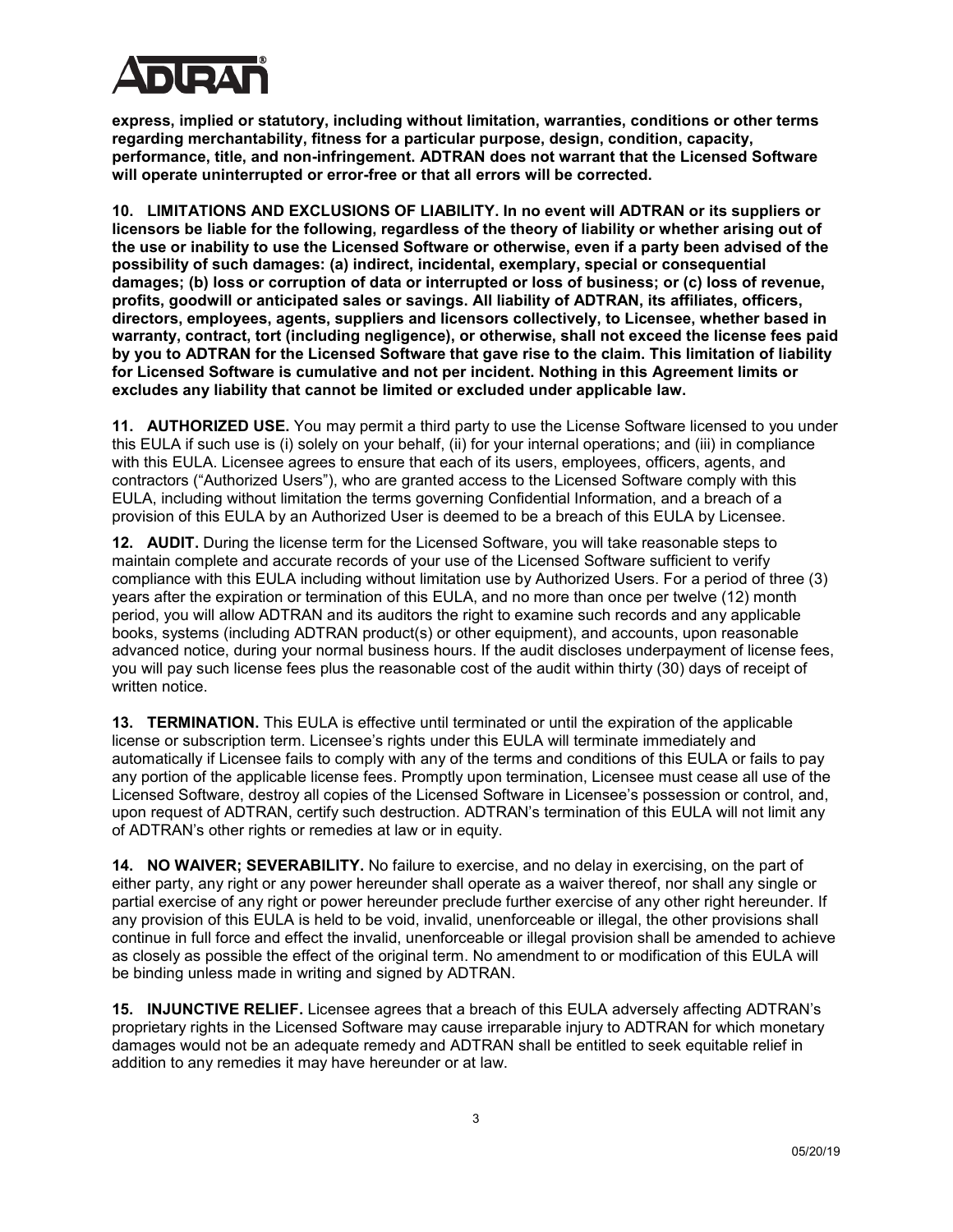**express, implied or statutory, including without limitation, warranties, conditions or other terms regarding merchantability, fitness for a particular purpose, design, condition, capacity, performance, title, and non-infringement. ADTRAN does not warrant that the Licensed Software will operate uninterrupted or error-free or that all errors will be corrected.**

**10. LIMITATIONS AND EXCLUSIONS OF LIABILITY. In no event will ADTRAN or its suppliers or licensors be liable for the following, regardless of the theory of liability or whether arising out of the use or inability to use the Licensed Software or otherwise, even if a party been advised of the possibility of such damages: (a) indirect, incidental, exemplary, special or consequential damages; (b) loss or corruption of data or interrupted or loss of business; or (c) loss of revenue, profits, goodwill or anticipated sales or savings. All liability of ADTRAN, its affiliates, officers, directors, employees, agents, suppliers and licensors collectively, to Licensee, whether based in warranty, contract, tort (including negligence), or otherwise, shall not exceed the license fees paid by you to ADTRAN for the Licensed Software that gave rise to the claim. This limitation of liability for Licensed Software is cumulative and not per incident. Nothing in this Agreement limits or excludes any liability that cannot be limited or excluded under applicable law.**

**11. AUTHORIZED USE.** You may permit a third party to use the License Software licensed to you under this EULA if such use is (i) solely on your behalf, (ii) for your internal operations; and (iii) in compliance with this EULA. Licensee agrees to ensure that each of its users, employees, officers, agents, and contractors ("Authorized Users"), who are granted access to the Licensed Software comply with this EULA, including without limitation the terms governing Confidential Information, and a breach of a provision of this EULA by an Authorized User is deemed to be a breach of this EULA by Licensee.

**12. AUDIT.** During the license term for the Licensed Software, you will take reasonable steps to maintain complete and accurate records of your use of the Licensed Software sufficient to verify compliance with this EULA including without limitation use by Authorized Users. For a period of three (3) years after the expiration or termination of this EULA, and no more than once per twelve (12) month period, you will allow ADTRAN and its auditors the right to examine such records and any applicable books, systems (including ADTRAN product(s) or other equipment), and accounts, upon reasonable advanced notice, during your normal business hours. If the audit discloses underpayment of license fees, you will pay such license fees plus the reasonable cost of the audit within thirty (30) days of receipt of written notice.

**13. TERMINATION.** This EULA is effective until terminated or until the expiration of the applicable license or subscription term. Licensee's rights under this EULA will terminate immediately and automatically if Licensee fails to comply with any of the terms and conditions of this EULA or fails to pay any portion of the applicable license fees. Promptly upon termination, Licensee must cease all use of the Licensed Software, destroy all copies of the Licensed Software in Licensee's possession or control, and, upon request of ADTRAN, certify such destruction. ADTRAN's termination of this EULA will not limit any of ADTRAN's other rights or remedies at law or in equity.

**14. NO WAIVER; SEVERABILITY.** No failure to exercise, and no delay in exercising, on the part of either party, any right or any power hereunder shall operate as a waiver thereof, nor shall any single or partial exercise of any right or power hereunder preclude further exercise of any other right hereunder. If any provision of this EULA is held to be void, invalid, unenforceable or illegal, the other provisions shall continue in full force and effect the invalid, unenforceable or illegal provision shall be amended to achieve as closely as possible the effect of the original term. No amendment to or modification of this EULA will be binding unless made in writing and signed by ADTRAN.

**15. INJUNCTIVE RELIEF.** Licensee agrees that a breach of this EULA adversely affecting ADTRAN's proprietary rights in the Licensed Software may cause irreparable injury to ADTRAN for which monetary damages would not be an adequate remedy and ADTRAN shall be entitled to seek equitable relief in addition to any remedies it may have hereunder or at law.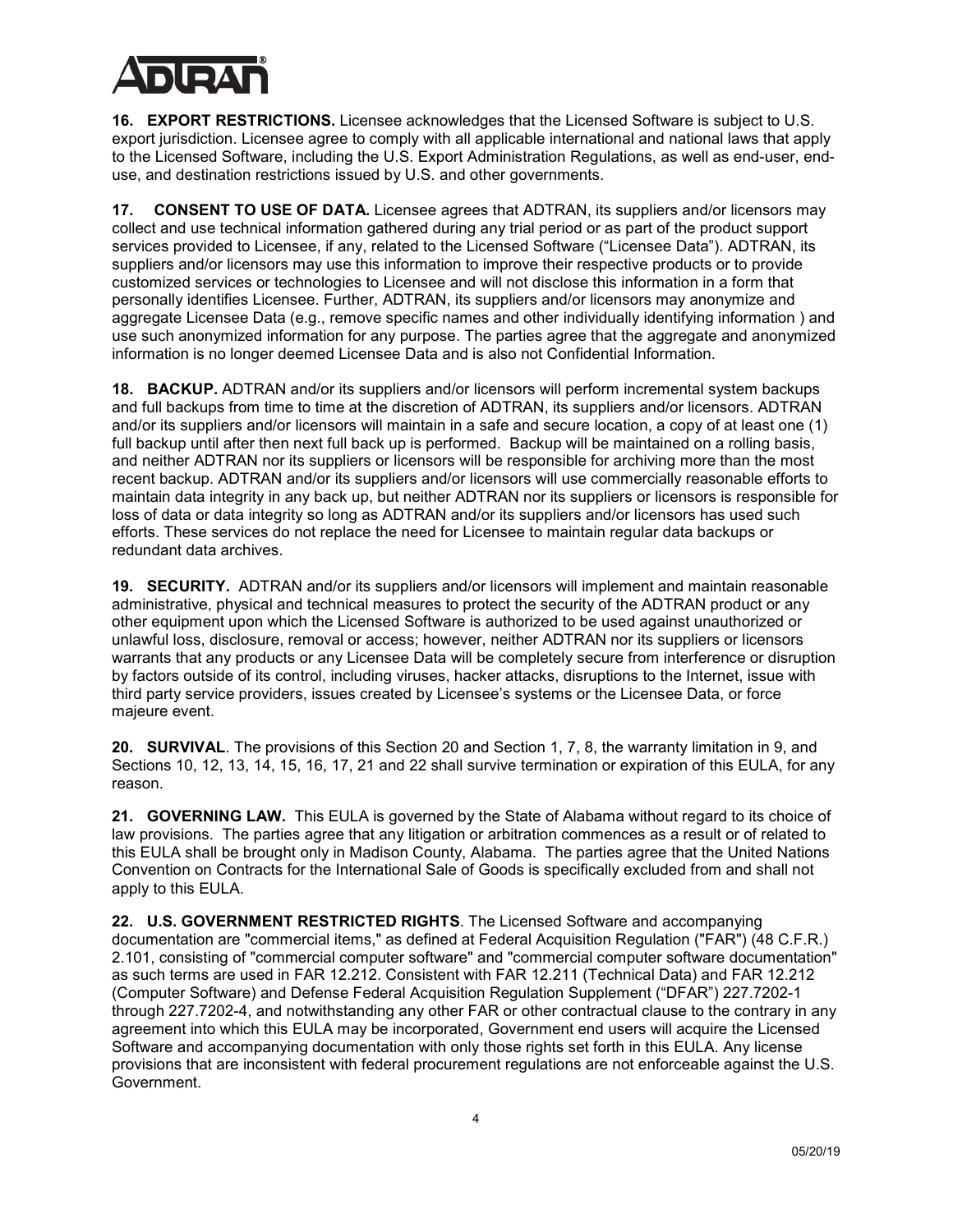**16. EXPORT RESTRICTIONS.** Licensee acknowledges that the Licensed Software is subject to U.S. export jurisdiction. Licensee agree to comply with all applicable international and national laws that apply to the Licensed Software, including the U.S. Export Administration Regulations, as well as end-user, end-use, and destination restrictions issued by U.S. and other governments.

**17. CONSENT TO USE OF DATA.** Licensee agrees that ADTRAN, its suppliers and/or licensors may collect and use technical information gathered during any trial period or as part of the product support services provided to Licensee, if any, related to the Licensed Software ("Licensee Data"). ADTRAN, its suppliers and/or licensors may use this information to improve their respective products or to provide customized services or technologies to Licensee and will not disclose this information in a form that personally identifies Licensee. Further, ADTRAN, its suppliers and/or licensors may anonymize and aggregate Licensee Data (e.g., remove specific names and other individually identifying information ) and use such anonymized information for any purpose. The parties agree that the aggregate and anonymized information is no longer deemed Licensee Data and is also not Confidential Information.

**18. BACKUP.** ADTRAN and/or its suppliers and/or licensors will perform incremental system backups and full backups from time to time at the discretion of ADTRAN, its suppliers and/or licensors. ADTRAN and/or its suppliers and/or licensors will maintain in a safe and secure location, a copy of at least one (1) full backup until after then next full back up is performed. Backup will be maintained on a rolling basis, and neither ADTRAN nor its suppliers or licensors will be responsible for archiving more than the most recent backup. ADTRAN and/or its suppliers and/or licensors will use commercially reasonable efforts to maintain data integrity in any back up, but neither ADTRAN nor its suppliers or licensors is responsible for loss of data or data integrity so long as ADTRAN and/or its suppliers and/or licensors has used such efforts. These services do not replace the need for Licensee to maintain regular data backups or redundant data archives.

**19. SECURITY.** ADTRAN and/or its suppliers and/or licensors will implement and maintain reasonable administrative, physical and technical measures to protect the security of the ADTRAN product or any other equipment upon which the Licensed Software is authorized to be used against unauthorized or unlawful loss, disclosure, removal or access; however, neither ADTRAN nor its suppliers or licensors warrants that any products or any Licensee Data will be completely secure from interference or disruption by factors outside of its control, including viruses, hacker attacks, disruptions to the Internet, issue with third party service providers, issues created by Licensee's systems or the Licensee Data, or force majeure event.

**20. SURVIVAL**. The provisions of this Section 20 and Section 1, 7, 8, the warranty limitation in 9, and Sections 10, 12, 13, 14, 15, 16, 17, 21 and 22 shall survive termination or expiration of this EULA, for any reason.

**21. GOVERNING LAW.** This EULA is governed by the State of Alabama without regard to its choice of law provisions. The parties agree that any litigation or arbitration commences as a result or of related to this EULA shall be brought only in Madison County, Alabama. The parties agree that the United Nations Convention on Contracts for the International Sale of Goods is specifically excluded from and shall not apply to this EULA.

**22. U.S. GOVERNMENT RESTRICTED RIGHTS**. The Licensed Software and accompanying documentation are "commercial items," as defined at Federal Acquisition Regulation ("FAR") (48 C.F.R.) 2.101, consisting of "commercial computer software" and "commercial computer software documentation" as such terms are used in FAR 12.212. Consistent with FAR 12.211 (Technical Data) and FAR 12.212 (Computer Software) and Defense Federal Acquisition Regulation Supplement ("DFAR") 227.7202-1 through 227.7202-4, and notwithstanding any other FAR or other contractual clause to the contrary in any agreement into which this EULA may be incorporated, Government end users will acquire the Licensed Software and accompanying documentation with only those rights set forth in this EULA. Any license provisions that are inconsistent with federal procurement regulations are not enforceable against the U.S. Government.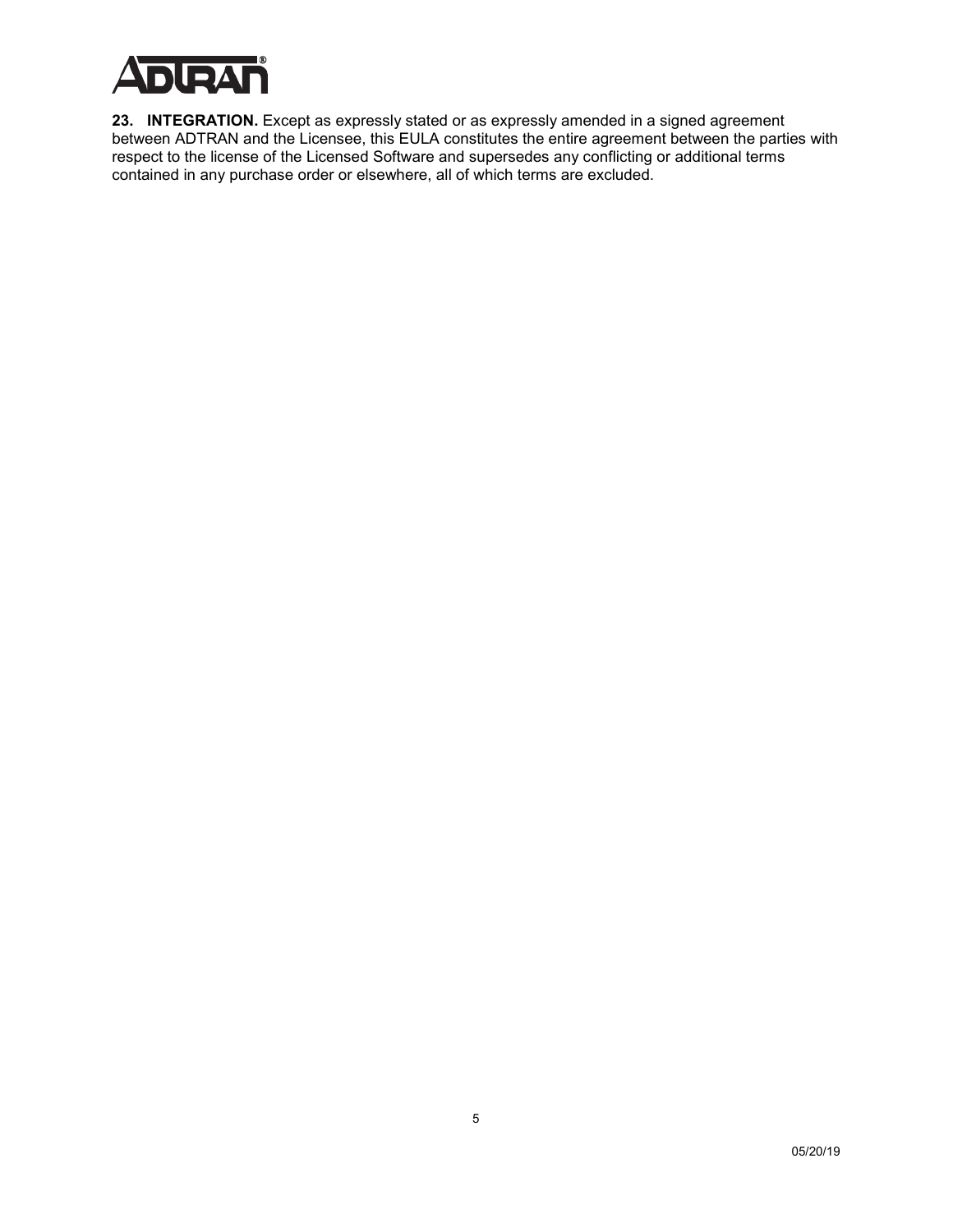**23. INTEGRATION.** Except as expressly stated or as expressly amended in a signed agreement between ADTRAN and the Licensee, this EULA constitutes the entire agreement between the parties with respect to the license of the Licensed Software and supersedes any conflicting or additional terms contained in any purchase order or elsewhere, all of which terms are excluded.

05/20/19